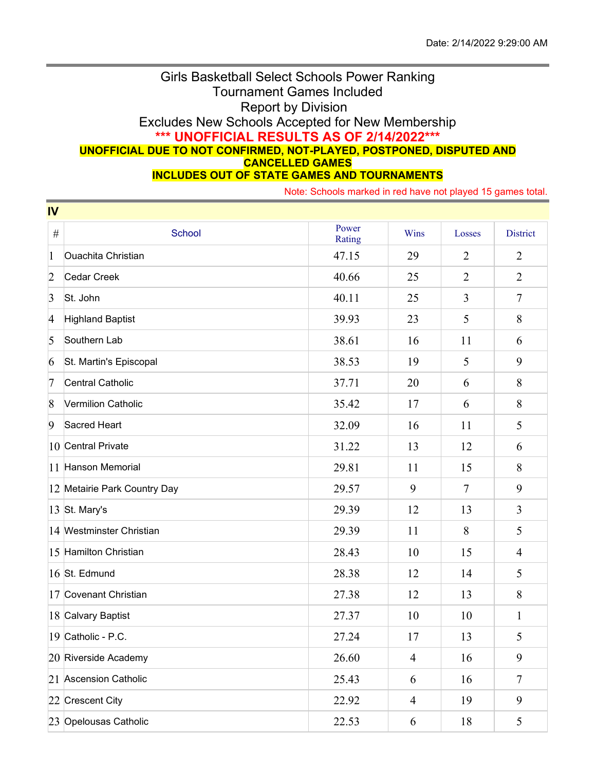Date: 2/14/2022 9:29:00 AM

# Girls Basketball Select Schools Power Ranking

## Tournament Games Included

## Report by Division

## Excludes New Schools Accepted for New Membership

**\*\*\* UNOFFICIAL RESULTS AS OF 2/14/2022\*\*\***

**UNOFFICIAL DUE TO NOT CONFIRMED, NOT-PLAYED, POSTPONED, DISPUTED AND CANCELLED GAMES**

**INCLUDES OUT OF STATE GAMES AND TOURNAMENTS**

Note: Schools marked in red have not played 15 games total.

### IV

| # | School | Power Rating | Wins | Losses | District |
|---|---|---|---|---|---|
| 1 | Ouachita Christian | 47.15 | 29 | 2 | 2 |
| 2 | Cedar Creek | 40.66 | 25 | 2 | 2 |
| 3 | St. John | 40.11 | 25 | 3 | 7 |
| 4 | Highland Baptist | 39.93 | 23 | 5 | 8 |
| 5 | Southern Lab | 38.61 | 16 | 11 | 6 |
| 6 | St. Martin's Episcopal | 38.53 | 19 | 5 | 9 |
| 7 | Central Catholic | 37.71 | 20 | 6 | 8 |
| 8 | Vermilion Catholic | 35.42 | 17 | 6 | 8 |
| 9 | Sacred Heart | 32.09 | 16 | 11 | 5 |
| 10 | Central Private | 31.22 | 13 | 12 | 6 |
| 11 | Hanson Memorial | 29.81 | 11 | 15 | 8 |
| 12 | Metairie Park Country Day | 29.57 | 9 | 7 | 9 |
| 13 | St. Mary's | 29.39 | 12 | 13 | 3 |
| 14 | Westminster Christian | 29.39 | 11 | 8 | 5 |
| 15 | Hamilton Christian | 28.43 | 10 | 15 | 4 |
| 16 | St. Edmund | 28.38 | 12 | 14 | 5 |
| 17 | Covenant Christian | 27.38 | 12 | 13 | 8 |
| 18 | Calvary Baptist | 27.37 | 10 | 10 | 1 |
| 19 | Catholic - P.C. | 27.24 | 17 | 13 | 5 |
| 20 | Riverside Academy | 26.60 | 4 | 16 | 9 |
| 21 | Ascension Catholic | 25.43 | 6 | 16 | 7 |
| 22 | Crescent City | 22.92 | 4 | 19 | 9 |
| 23 | Opelousas Catholic | 22.53 | 6 | 18 | 5 |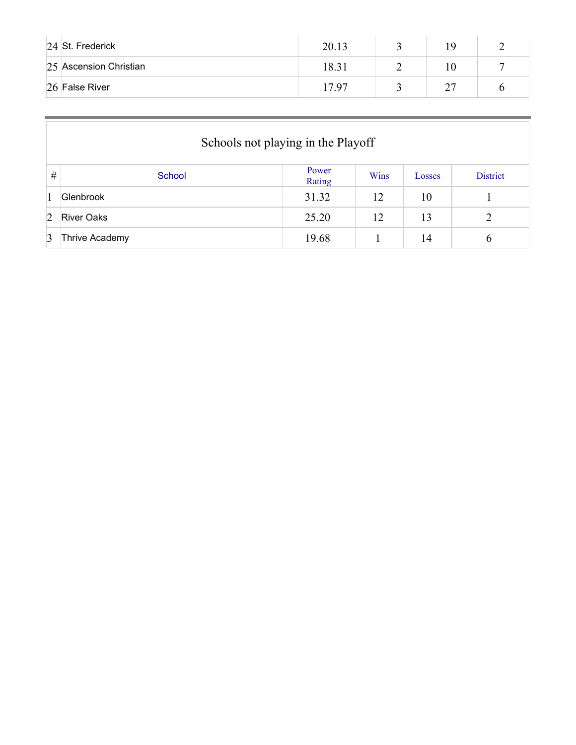| | | | | | |
|---|---|---|---|---|---|
| 24 | St. Frederick | 20.13 | 3 | 19 | 2 |
| 25 | Ascension Christian | 18.31 | 2 | 10 | 7 |
| 26 | False River | 17.97 | 3 | 27 | 6 |

## Schools not playing in the Playoff

| # | School | Power Rating | Wins | Losses | District |
|---|---|---|---|---|---|
| 1 | Glenbrook | 31.32 | 12 | 10 | 1 |
| 2 | River Oaks | 25.20 | 12 | 13 | 2 |
| 3 | Thrive Academy | 19.68 | 1 | 14 | 6 |